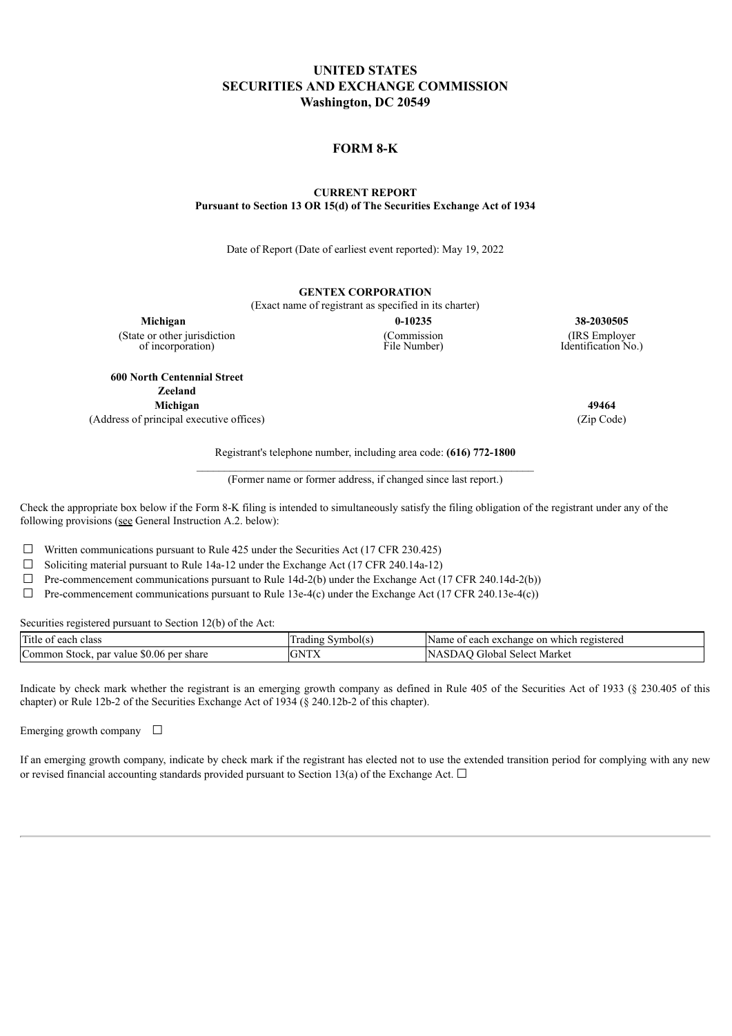# UNITED STATES
# SECURITIES AND EXCHANGE COMMISSION
## Washington, DC 20549

## FORM 8-K

### CURRENT REPORT
**Pursuant to Section 13 OR 15(d) of The Securities Exchange Act of 1934**

Date of Report (Date of earliest event reported): May 19, 2022

**GENTEX CORPORATION**
(Exact name of registrant as specified in its charter)

| **Michigan** | **0-10235** | **38-2030505** |
|---|---|---|
| (State or other jurisdiction of incorporation) | (Commission File Number) | (IRS Employer Identification No.) |

**600 North Centennial Street**
**Zeeland**
**Michigan** **49464**
(Address of principal executive offices) (Zip Code)

Registrant's telephone number, including area code: **(616) 772-1800**

(Former name or former address, if changed since last report.)

Check the appropriate box below if the Form 8-K filing is intended to simultaneously satisfy the filing obligation of the registrant under any of the following provisions (see General Instruction A.2. below):

☐ Written communications pursuant to Rule 425 under the Securities Act (17 CFR 230.425)
☐ Soliciting material pursuant to Rule 14a-12 under the Exchange Act (17 CFR 240.14a-12)
☐ Pre-commencement communications pursuant to Rule 14d-2(b) under the Exchange Act (17 CFR 240.14d-2(b))
☐ Pre-commencement communications pursuant to Rule 13e-4(c) under the Exchange Act (17 CFR 240.13e-4(c))

Securities registered pursuant to Section 12(b) of the Act:

| Title of each class | Trading Symbol(s) | Name of each exchange on which registered |
|---|---|---|
| Common Stock, par value $0.06 per share | GNTX | NASDAQ Global Select Market |

Indicate by check mark whether the registrant is an emerging growth company as defined in Rule 405 of the Securities Act of 1933 (§ 230.405 of this chapter) or Rule 12b-2 of the Securities Exchange Act of 1934 (§ 240.12b-2 of this chapter).

Emerging growth company ☐

If an emerging growth company, indicate by check mark if the registrant has elected not to use the extended transition period for complying with any new or revised financial accounting standards provided pursuant to Section 13(a) of the Exchange Act. ☐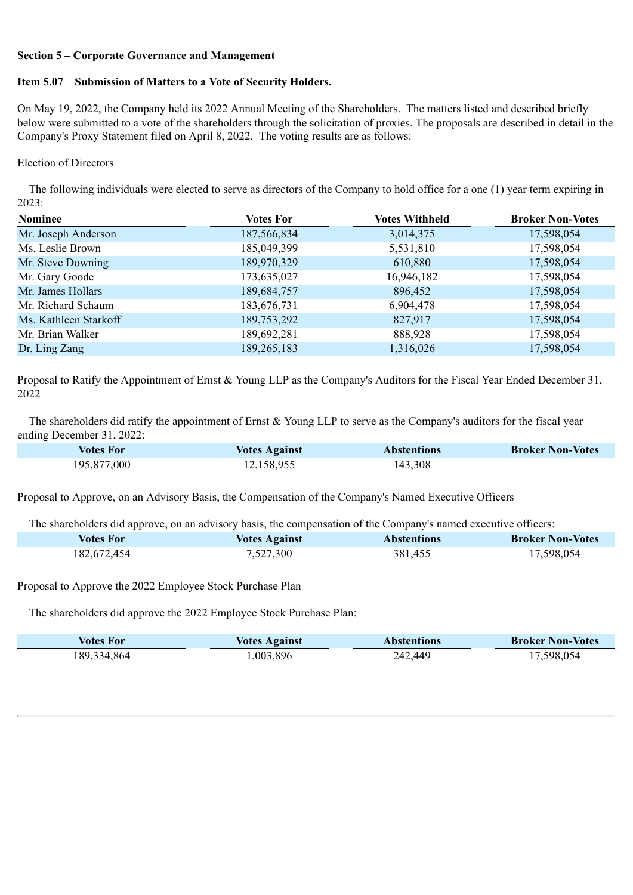**Section 5 – Corporate Governance and Management**

**Item 5.07 Submission of Matters to a Vote of Security Holders.**

On May 19, 2022, the Company held its 2022 Annual Meeting of the Shareholders. The matters listed and described briefly below were submitted to a vote of the shareholders through the solicitation of proxies. The proposals are described in detail in the Company's Proxy Statement filed on April 8, 2022. The voting results are as follows:

Election of Directors

The following individuals were elected to serve as directors of the Company to hold office for a one (1) year term expiring in 2023:

| Nominee | Votes For | Votes Withheld | Broker Non-Votes |
|---|---|---|---|
| Mr. Joseph Anderson | 187,566,834 | 3,014,375 | 17,598,054 |
| Ms. Leslie Brown | 185,049,399 | 5,531,810 | 17,598,054 |
| Mr. Steve Downing | 189,970,329 | 610,880 | 17,598,054 |
| Mr. Gary Goode | 173,635,027 | 16,946,182 | 17,598,054 |
| Mr. James Hollars | 189,684,757 | 896,452 | 17,598,054 |
| Mr. Richard Schaum | 183,676,731 | 6,904,478 | 17,598,054 |
| Ms. Kathleen Starkoff | 189,753,292 | 827,917 | 17,598,054 |
| Mr. Brian Walker | 189,692,281 | 888,928 | 17,598,054 |
| Dr. Ling Zang | 189,265,183 | 1,316,026 | 17,598,054 |

Proposal to Ratify the Appointment of Ernst & Young LLP as the Company's Auditors for the Fiscal Year Ended December 31, 2022

The shareholders did ratify the appointment of Ernst & Young LLP to serve as the Company's auditors for the fiscal year ending December 31, 2022:

| Votes For | Votes Against | Abstentions | Broker Non-Votes |
|---|---|---|---|
| 195,877,000 | 12,158,955 | 143,308 | |

Proposal to Approve, on an Advisory Basis, the Compensation of the Company's Named Executive Officers

The shareholders did approve, on an advisory basis, the compensation of the Company's named executive officers:

| Votes For | Votes Against | Abstentions | Broker Non-Votes |
|---|---|---|---|
| 182,672,454 | 7,527,300 | 381,455 | 17,598,054 |

Proposal to Approve the 2022 Employee Stock Purchase Plan

The shareholders did approve the 2022 Employee Stock Purchase Plan:

| Votes For | Votes Against | Abstentions | Broker Non-Votes |
|---|---|---|---|
| 189,334,864 | 1,003,896 | 242,449 | 17,598,054 |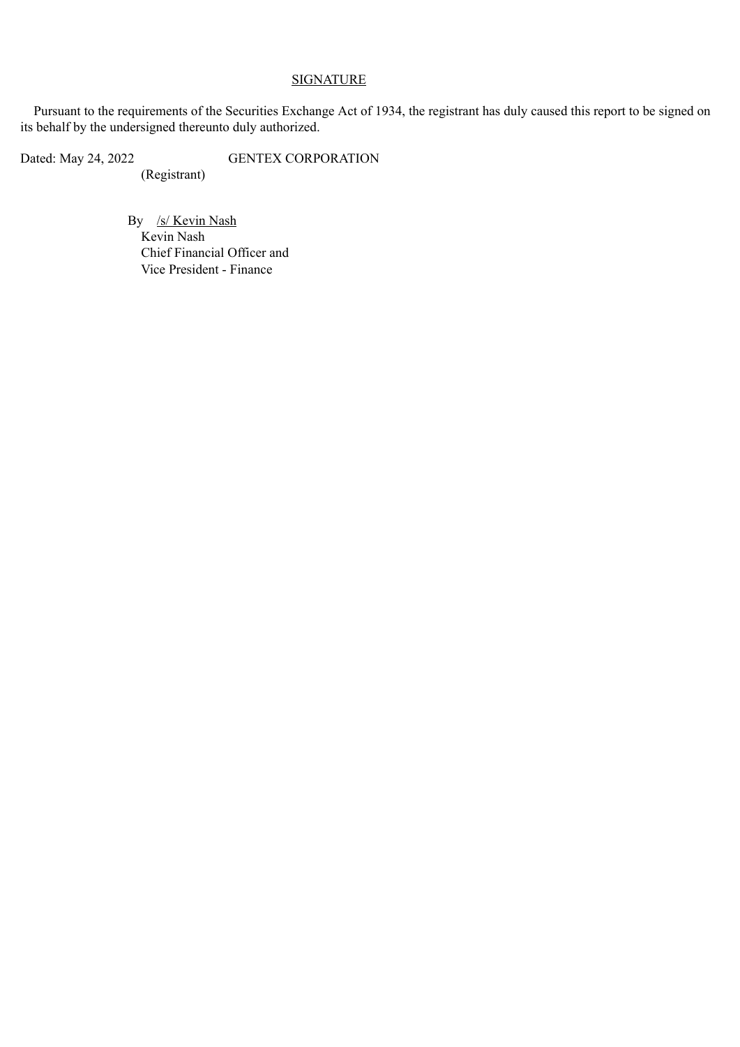## SIGNATURE

Pursuant to the requirements of the Securities Exchange Act of 1934, the registrant has duly caused this report to be signed on its behalf by the undersigned thereunto duly authorized.

Dated: May 24, 2022 GENTEX CORPORATION
(Registrant)

By /s/ Kevin Nash
Kevin Nash
Chief Financial Officer and
Vice President - Finance